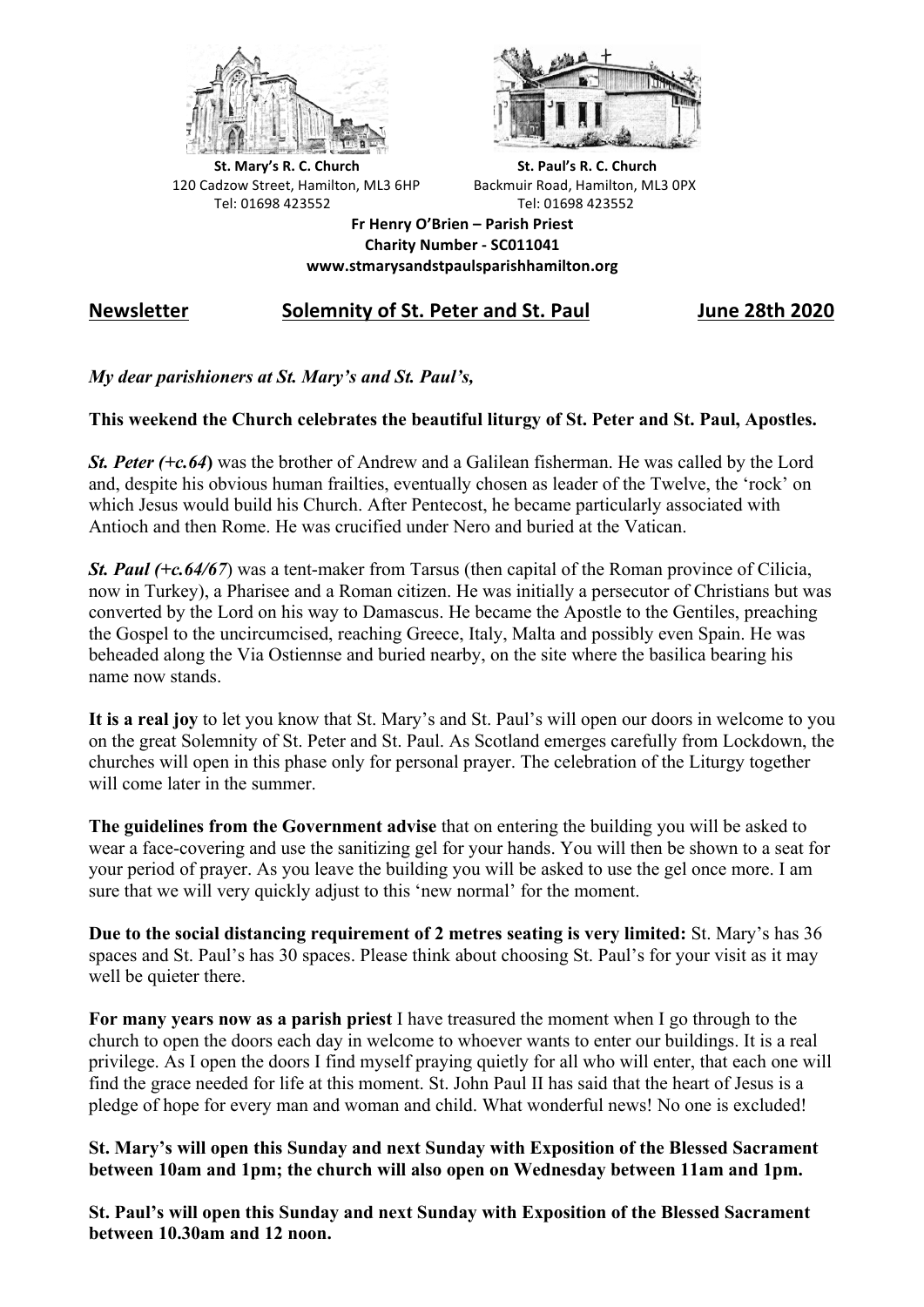**St. Mary's R. C. Church**
120 Cadzow Street, Hamilton, ML3 6HP
Tel: 01698 423552

**St. Paul's R. C. Church**
Backmuir Road, Hamilton, ML3 0PX
Tel: 01698 423552

**Fr Henry O'Brien – Parish Priest**
**Charity Number - SC011041**
**www.stmarysandstpaulsparishhamilton.org**

## Newsletter — Solemnity of St. Peter and St. Paul — June 28th 2020

*My dear parishioners at St. Mary's and St. Paul's,*

**This weekend the Church celebrates the beautiful liturgy of St. Peter and St. Paul, Apostles.**

***St. Peter (+c.64)*** was the brother of Andrew and a Galilean fisherman. He was called by the Lord and, despite his obvious human frailties, eventually chosen as leader of the Twelve, the 'rock' on which Jesus would build his Church. After Pentecost, he became particularly associated with Antioch and then Rome. He was crucified under Nero and buried at the Vatican.

***St. Paul (+c.64/67***) was a tent-maker from Tarsus (then capital of the Roman province of Cilicia, now in Turkey), a Pharisee and a Roman citizen. He was initially a persecutor of Christians but was converted by the Lord on his way to Damascus. He became the Apostle to the Gentiles, preaching the Gospel to the uncircumcised, reaching Greece, Italy, Malta and possibly even Spain. He was beheaded along the Via Ostiennse and buried nearby, on the site where the basilica bearing his name now stands.

**It is a real joy** to let you know that St. Mary's and St. Paul's will open our doors in welcome to you on the great Solemnity of St. Peter and St. Paul. As Scotland emerges carefully from Lockdown, the churches will open in this phase only for personal prayer. The celebration of the Liturgy together will come later in the summer.

**The guidelines from the Government advise** that on entering the building you will be asked to wear a face-covering and use the sanitizing gel for your hands. You will then be shown to a seat for your period of prayer. As you leave the building you will be asked to use the gel once more. I am sure that we will very quickly adjust to this 'new normal' for the moment.

**Due to the social distancing requirement of 2 metres seating is very limited:** St. Mary's has 36 spaces and St. Paul's has 30 spaces. Please think about choosing St. Paul's for your visit as it may well be quieter there.

**For many years now as a parish priest** I have treasured the moment when I go through to the church to open the doors each day in welcome to whoever wants to enter our buildings. It is a real privilege. As I open the doors I find myself praying quietly for all who will enter, that each one will find the grace needed for life at this moment. St. John Paul II has said that the heart of Jesus is a pledge of hope for every man and woman and child. What wonderful news! No one is excluded!

**St. Mary's will open this Sunday and next Sunday with Exposition of the Blessed Sacrament between 10am and 1pm; the church will also open on Wednesday between 11am and 1pm.**

**St. Paul's will open this Sunday and next Sunday with Exposition of the Blessed Sacrament between 10.30am and 12 noon.**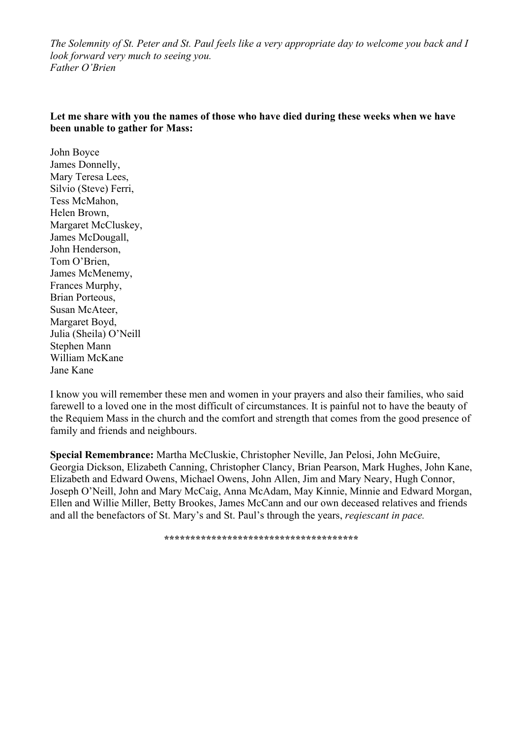*The Solemnity of St. Peter and St. Paul feels like a very appropriate day to welcome you back and I look forward very much to seeing you.*
*Father O'Brien*

**Let me share with you the names of those who have died during these weeks when we have been unable to gather for Mass:**

John Boyce
James Donnelly,
Mary Teresa Lees,
Silvio (Steve) Ferri,
Tess McMahon,
Helen Brown,
Margaret McCluskey,
James McDougall,
John Henderson,
Tom O'Brien,
James McMenemy,
Frances Murphy,
Brian Porteous,
Susan McAteer,
Margaret Boyd,
Julia (Sheila) O'Neill
Stephen Mann
William McKane
Jane Kane

I know you will remember these men and women in your prayers and also their families, who said farewell to a loved one in the most difficult of circumstances. It is painful not to have the beauty of the Requiem Mass in the church and the comfort and strength that comes from the good presence of family and friends and neighbours.

**Special Remembrance:** Martha McCluskie, Christopher Neville, Jan Pelosi, John McGuire, Georgia Dickson, Elizabeth Canning, Christopher Clancy, Brian Pearson, Mark Hughes, John Kane, Elizabeth and Edward Owens, Michael Owens, John Allen, Jim and Mary Neary, Hugh Connor, Joseph O'Neill, John and Mary McCaig, Anna McAdam, May Kinnie, Minnie and Edward Morgan, Ellen and Willie Miller, Betty Brookes, James McCann and our own deceased relatives and friends and all the benefactors of St. Mary's and St. Paul's through the years, *reqiescant in pace.*

*************************************